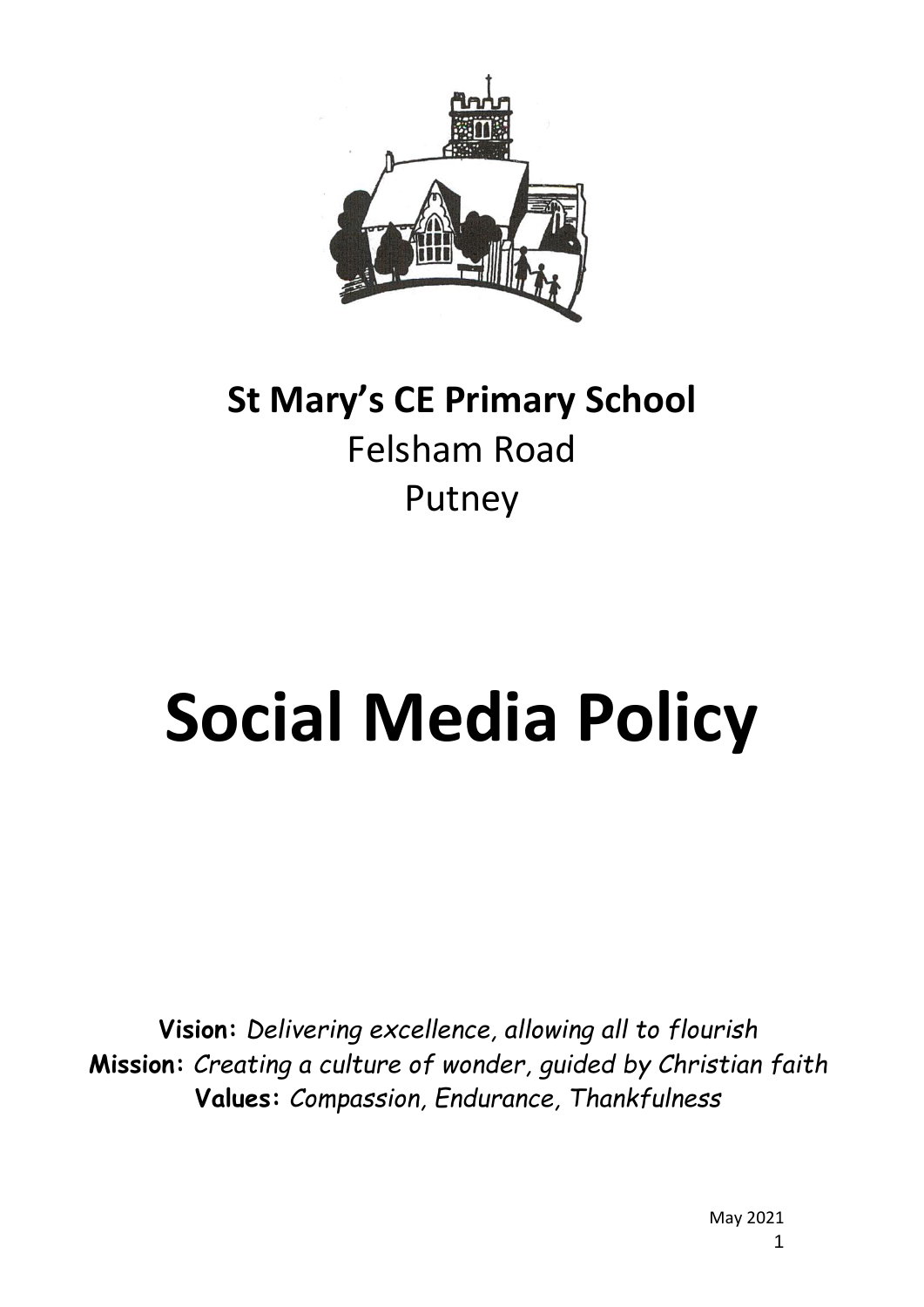**St Mary's CE Primary School**
Felsham Road
Putney

# Social Media Policy

**Vision:** *Delivering excellence, allowing all to flourish*
**Mission:** *Creating a culture of wonder, guided by Christian faith*
**Values:** *Compassion, Endurance, Thankfulness*

May 2021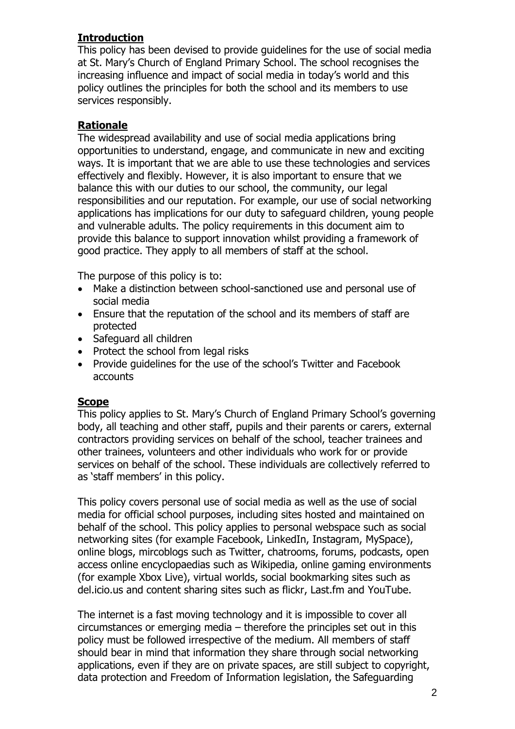## **Introduction**

This policy has been devised to provide guidelines for the use of social media at St. Mary's Church of England Primary School. The school recognises the increasing influence and impact of social media in today's world and this policy outlines the principles for both the school and its members to use services responsibly.

## **Rationale**

The widespread availability and use of social media applications bring opportunities to understand, engage, and communicate in new and exciting ways. It is important that we are able to use these technologies and services effectively and flexibly. However, it is also important to ensure that we balance this with our duties to our school, the community, our legal responsibilities and our reputation. For example, our use of social networking applications has implications for our duty to safeguard children, young people and vulnerable adults. The policy requirements in this document aim to provide this balance to support innovation whilst providing a framework of good practice. They apply to all members of staff at the school.

The purpose of this policy is to:

- Make a distinction between school-sanctioned use and personal use of social media
- Ensure that the reputation of the school and its members of staff are protected
- Safeguard all children
- Protect the school from legal risks
- Provide guidelines for the use of the school's Twitter and Facebook accounts

## **Scope**

This policy applies to St. Mary's Church of England Primary School's governing body, all teaching and other staff, pupils and their parents or carers, external contractors providing services on behalf of the school, teacher trainees and other trainees, volunteers and other individuals who work for or provide services on behalf of the school. These individuals are collectively referred to as 'staff members' in this policy.

This policy covers personal use of social media as well as the use of social media for official school purposes, including sites hosted and maintained on behalf of the school. This policy applies to personal webspace such as social networking sites (for example Facebook, LinkedIn, Instagram, MySpace), online blogs, mircoblogs such as Twitter, chatrooms, forums, podcasts, open access online encyclopaedias such as Wikipedia, online gaming environments (for example Xbox Live), virtual worlds, social bookmarking sites such as del.icio.us and content sharing sites such as flickr, Last.fm and YouTube.

The internet is a fast moving technology and it is impossible to cover all circumstances or emerging media – therefore the principles set out in this policy must be followed irrespective of the medium. All members of staff should bear in mind that information they share through social networking applications, even if they are on private spaces, are still subject to copyright, data protection and Freedom of Information legislation, the Safeguarding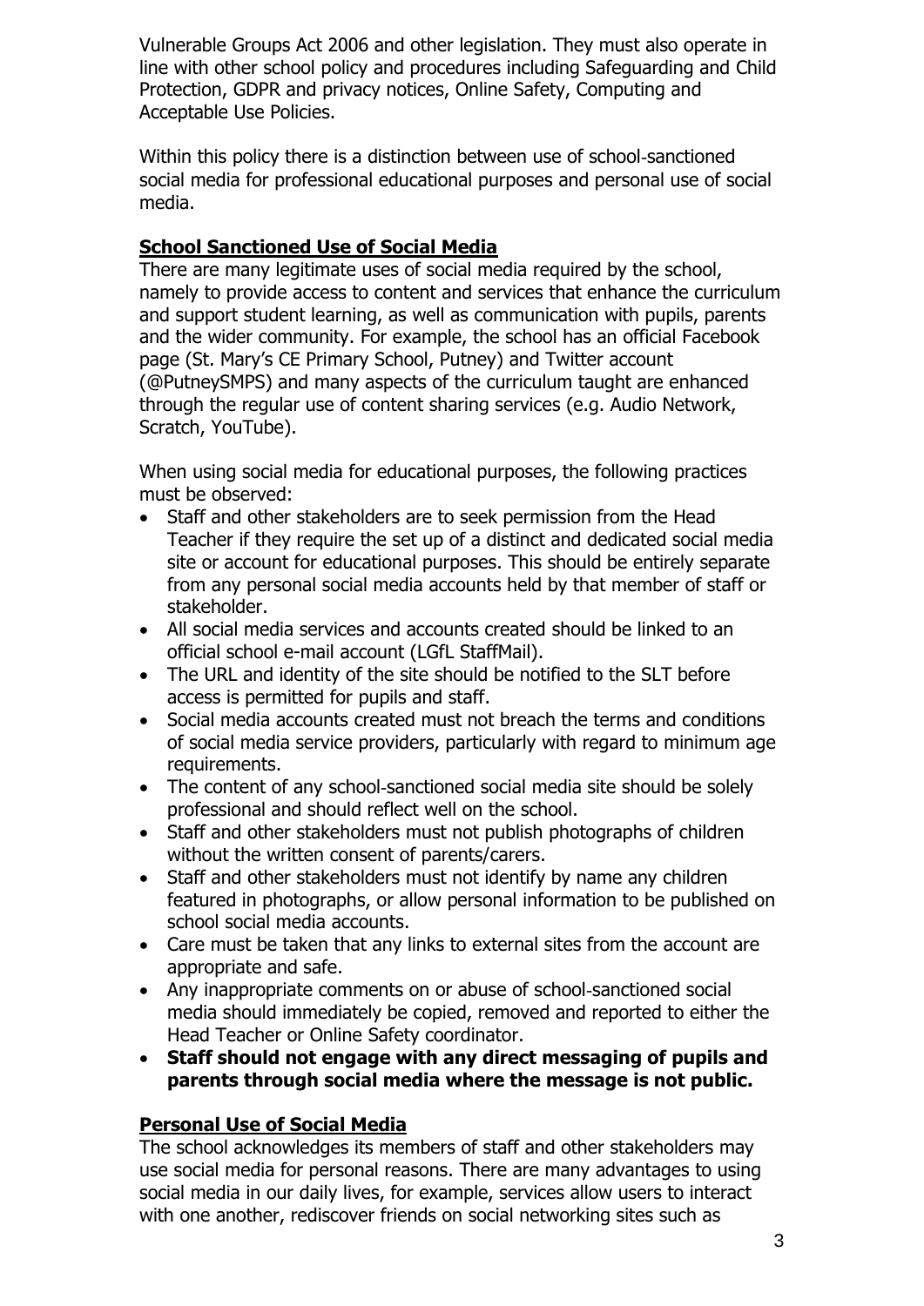Vulnerable Groups Act 2006 and other legislation. They must also operate in line with other school policy and procedures including Safeguarding and Child Protection, GDPR and privacy notices, Online Safety, Computing and Acceptable Use Policies.

Within this policy there is a distinction between use of school-sanctioned social media for professional educational purposes and personal use of social media.

## School Sanctioned Use of Social Media

There are many legitimate uses of social media required by the school, namely to provide access to content and services that enhance the curriculum and support student learning, as well as communication with pupils, parents and the wider community. For example, the school has an official Facebook page (St. Mary's CE Primary School, Putney) and Twitter account (@PutneySMPS) and many aspects of the curriculum taught are enhanced through the regular use of content sharing services (e.g. Audio Network, Scratch, YouTube).

When using social media for educational purposes, the following practices must be observed:

- Staff and other stakeholders are to seek permission from the Head Teacher if they require the set up of a distinct and dedicated social media site or account for educational purposes. This should be entirely separate from any personal social media accounts held by that member of staff or stakeholder.
- All social media services and accounts created should be linked to an official school e-mail account (LGfL StaffMail).
- The URL and identity of the site should be notified to the SLT before access is permitted for pupils and staff.
- Social media accounts created must not breach the terms and conditions of social media service providers, particularly with regard to minimum age requirements.
- The content of any school-sanctioned social media site should be solely professional and should reflect well on the school.
- Staff and other stakeholders must not publish photographs of children without the written consent of parents/carers.
- Staff and other stakeholders must not identify by name any children featured in photographs, or allow personal information to be published on school social media accounts.
- Care must be taken that any links to external sites from the account are appropriate and safe.
- Any inappropriate comments on or abuse of school-sanctioned social media should immediately be copied, removed and reported to either the Head Teacher or Online Safety coordinator.
- **Staff should not engage with any direct messaging of pupils and parents through social media where the message is not public.**

## Personal Use of Social Media

The school acknowledges its members of staff and other stakeholders may use social media for personal reasons. There are many advantages to using social media in our daily lives, for example, services allow users to interact with one another, rediscover friends on social networking sites such as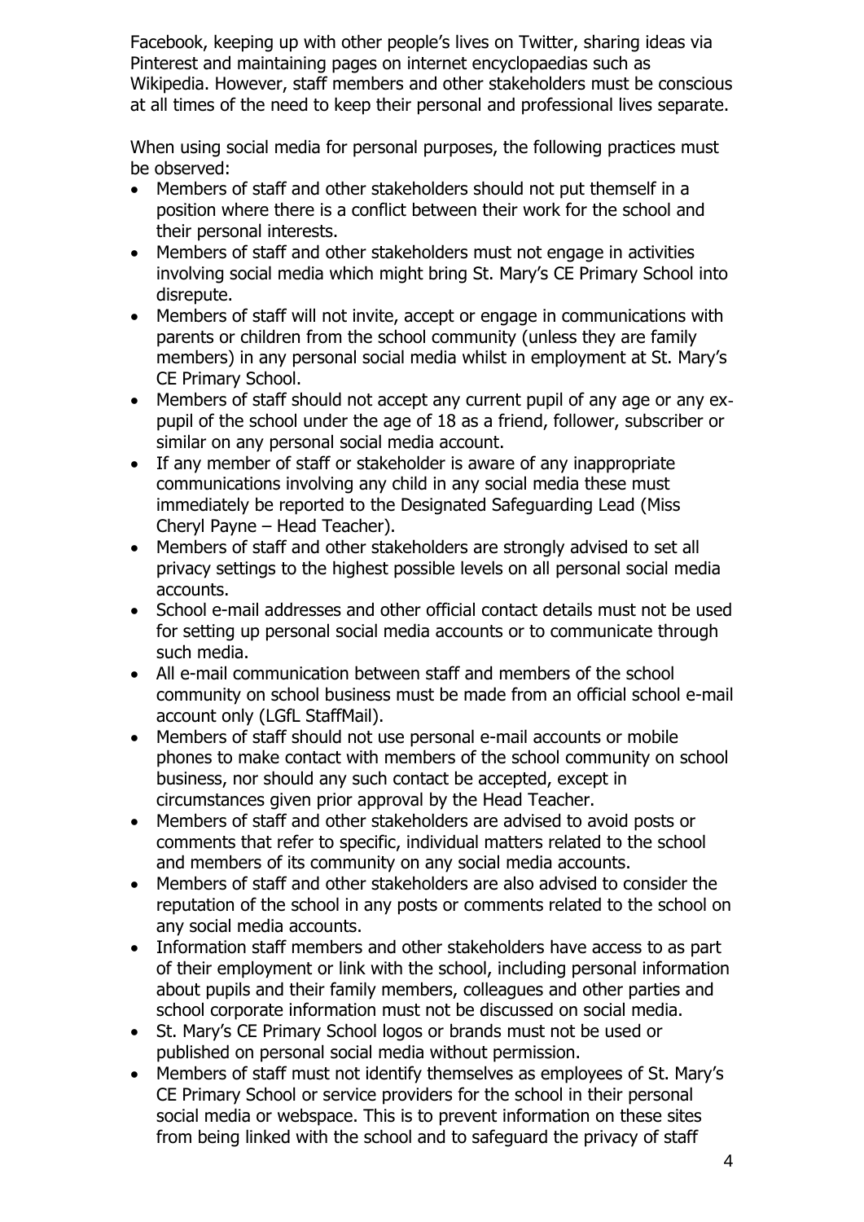Facebook, keeping up with other people's lives on Twitter, sharing ideas via Pinterest and maintaining pages on internet encyclopaedias such as Wikipedia. However, staff members and other stakeholders must be conscious at all times of the need to keep their personal and professional lives separate.

When using social media for personal purposes, the following practices must be observed:

- Members of staff and other stakeholders should not put themself in a position where there is a conflict between their work for the school and their personal interests.
- Members of staff and other stakeholders must not engage in activities involving social media which might bring St. Mary's CE Primary School into disrepute.
- Members of staff will not invite, accept or engage in communications with parents or children from the school community (unless they are family members) in any personal social media whilst in employment at St. Mary's CE Primary School.
- Members of staff should not accept any current pupil of any age or any ex-pupil of the school under the age of 18 as a friend, follower, subscriber or similar on any personal social media account.
- If any member of staff or stakeholder is aware of any inappropriate communications involving any child in any social media these must immediately be reported to the Designated Safeguarding Lead (Miss Cheryl Payne – Head Teacher).
- Members of staff and other stakeholders are strongly advised to set all privacy settings to the highest possible levels on all personal social media accounts.
- School e-mail addresses and other official contact details must not be used for setting up personal social media accounts or to communicate through such media.
- All e-mail communication between staff and members of the school community on school business must be made from an official school e-mail account only (LGfL StaffMail).
- Members of staff should not use personal e-mail accounts or mobile phones to make contact with members of the school community on school business, nor should any such contact be accepted, except in circumstances given prior approval by the Head Teacher.
- Members of staff and other stakeholders are advised to avoid posts or comments that refer to specific, individual matters related to the school and members of its community on any social media accounts.
- Members of staff and other stakeholders are also advised to consider the reputation of the school in any posts or comments related to the school on any social media accounts.
- Information staff members and other stakeholders have access to as part of their employment or link with the school, including personal information about pupils and their family members, colleagues and other parties and school corporate information must not be discussed on social media.
- St. Mary's CE Primary School logos or brands must not be used or published on personal social media without permission.
- Members of staff must not identify themselves as employees of St. Mary's CE Primary School or service providers for the school in their personal social media or webspace. This is to prevent information on these sites from being linked with the school and to safeguard the privacy of staff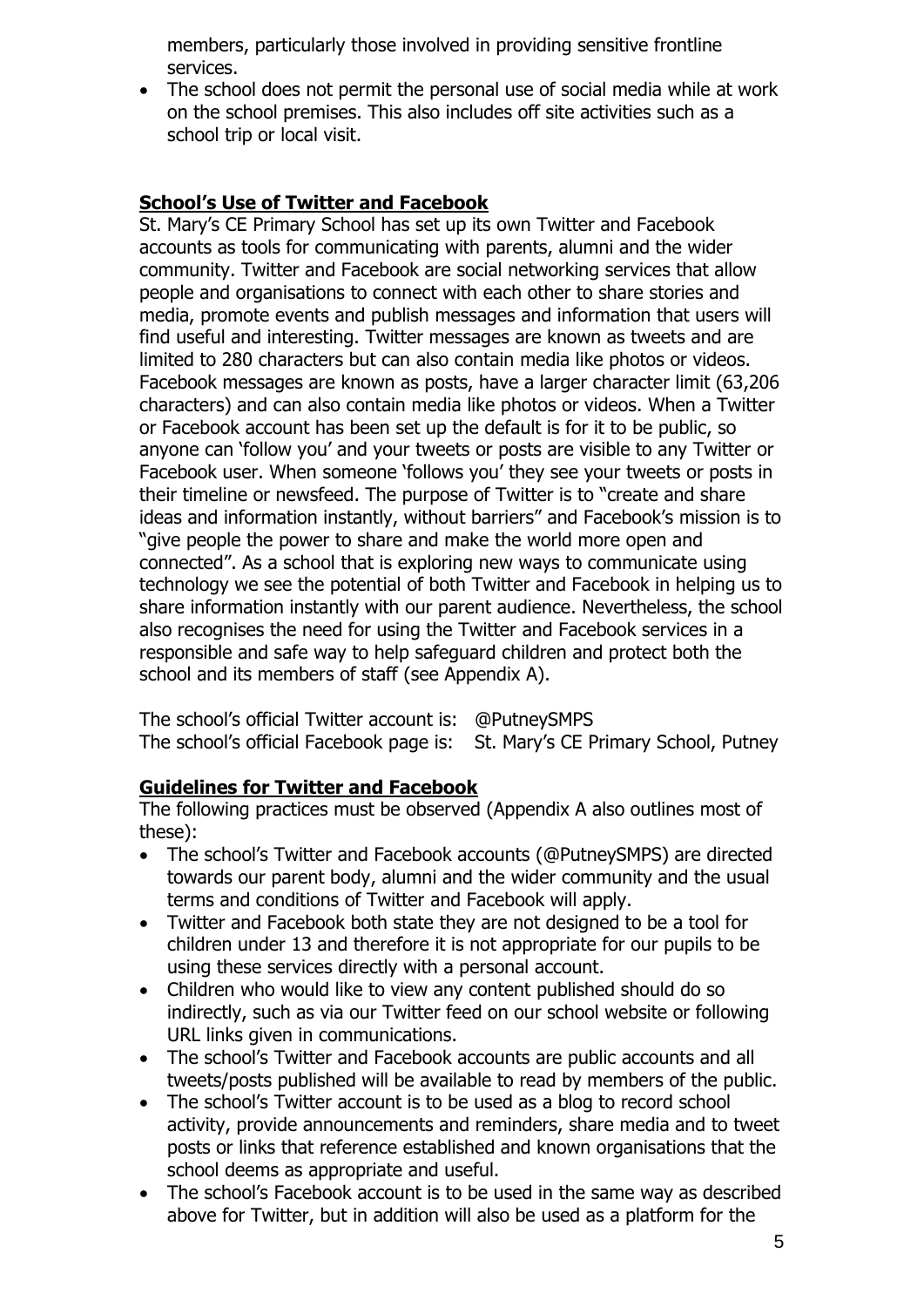members, particularly those involved in providing sensitive frontline services.

- The school does not permit the personal use of social media while at work on the school premises. This also includes off site activities such as a school trip or local visit.

## School's Use of Twitter and Facebook

St. Mary's CE Primary School has set up its own Twitter and Facebook accounts as tools for communicating with parents, alumni and the wider community. Twitter and Facebook are social networking services that allow people and organisations to connect with each other to share stories and media, promote events and publish messages and information that users will find useful and interesting. Twitter messages are known as tweets and are limited to 280 characters but can also contain media like photos or videos. Facebook messages are known as posts, have a larger character limit (63,206 characters) and can also contain media like photos or videos. When a Twitter or Facebook account has been set up the default is for it to be public, so anyone can 'follow you' and your tweets or posts are visible to any Twitter or Facebook user. When someone 'follows you' they see your tweets or posts in their timeline or newsfeed. The purpose of Twitter is to "create and share ideas and information instantly, without barriers" and Facebook's mission is to "give people the power to share and make the world more open and connected". As a school that is exploring new ways to communicate using technology we see the potential of both Twitter and Facebook in helping us to share information instantly with our parent audience. Nevertheless, the school also recognises the need for using the Twitter and Facebook services in a responsible and safe way to help safeguard children and protect both the school and its members of staff (see Appendix A).

The school's official Twitter account is: @PutneySMPS
The school's official Facebook page is: St. Mary's CE Primary School, Putney

## Guidelines for Twitter and Facebook

The following practices must be observed (Appendix A also outlines most of these):

- The school's Twitter and Facebook accounts (@PutneySMPS) are directed towards our parent body, alumni and the wider community and the usual terms and conditions of Twitter and Facebook will apply.
- Twitter and Facebook both state they are not designed to be a tool for children under 13 and therefore it is not appropriate for our pupils to be using these services directly with a personal account.
- Children who would like to view any content published should do so indirectly, such as via our Twitter feed on our school website or following URL links given in communications.
- The school's Twitter and Facebook accounts are public accounts and all tweets/posts published will be available to read by members of the public.
- The school's Twitter account is to be used as a blog to record school activity, provide announcements and reminders, share media and to tweet posts or links that reference established and known organisations that the school deems as appropriate and useful.
- The school's Facebook account is to be used in the same way as described above for Twitter, but in addition will also be used as a platform for the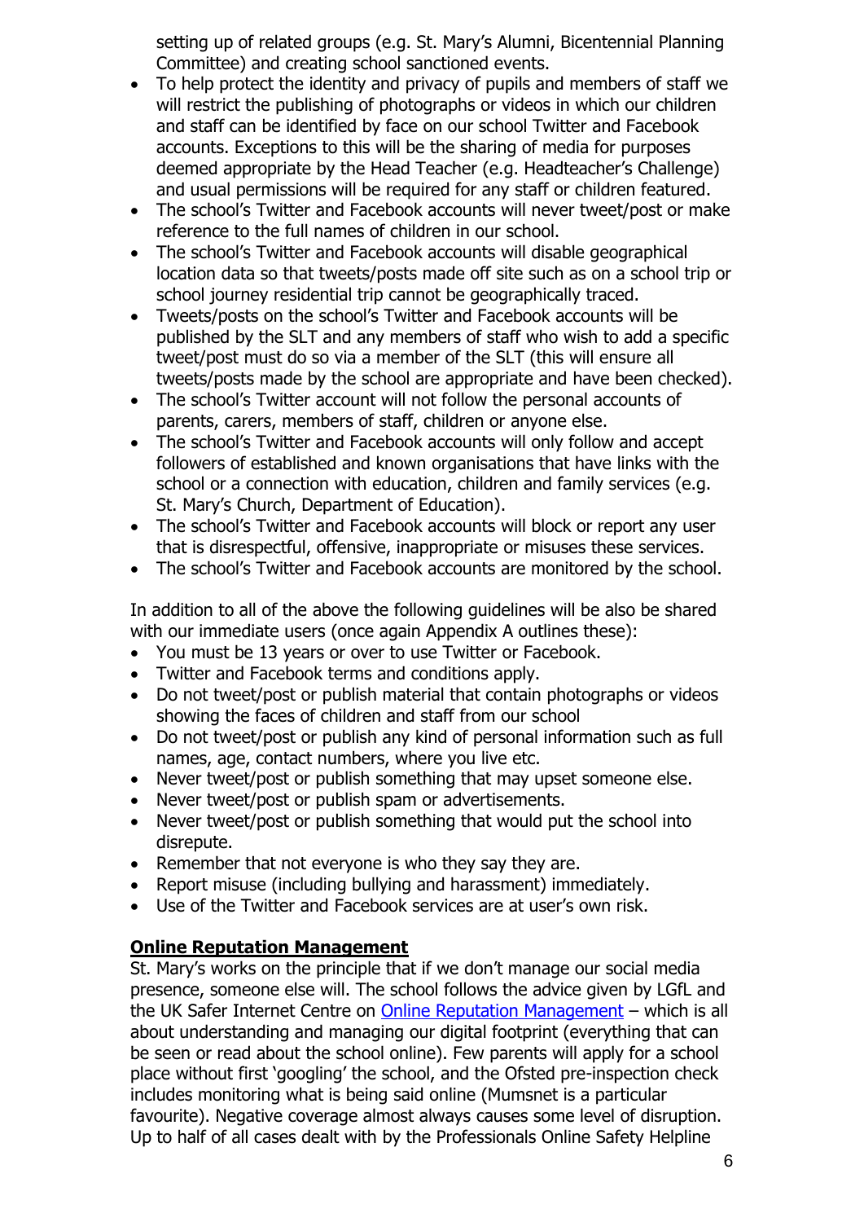setting up of related groups (e.g. St. Mary's Alumni, Bicentennial Planning Committee) and creating school sanctioned events.

- To help protect the identity and privacy of pupils and members of staff we will restrict the publishing of photographs or videos in which our children and staff can be identified by face on our school Twitter and Facebook accounts. Exceptions to this will be the sharing of media for purposes deemed appropriate by the Head Teacher (e.g. Headteacher's Challenge) and usual permissions will be required for any staff or children featured.
- The school's Twitter and Facebook accounts will never tweet/post or make reference to the full names of children in our school.
- The school's Twitter and Facebook accounts will disable geographical location data so that tweets/posts made off site such as on a school trip or school journey residential trip cannot be geographically traced.
- Tweets/posts on the school's Twitter and Facebook accounts will be published by the SLT and any members of staff who wish to add a specific tweet/post must do so via a member of the SLT (this will ensure all tweets/posts made by the school are appropriate and have been checked).
- The school's Twitter account will not follow the personal accounts of parents, carers, members of staff, children or anyone else.
- The school's Twitter and Facebook accounts will only follow and accept followers of established and known organisations that have links with the school or a connection with education, children and family services (e.g. St. Mary's Church, Department of Education).
- The school's Twitter and Facebook accounts will block or report any user that is disrespectful, offensive, inappropriate or misuses these services.
- The school's Twitter and Facebook accounts are monitored by the school.

In addition to all of the above the following guidelines will be also be shared with our immediate users (once again Appendix A outlines these):

- You must be 13 years or over to use Twitter or Facebook.
- Twitter and Facebook terms and conditions apply.
- Do not tweet/post or publish material that contain photographs or videos showing the faces of children and staff from our school
- Do not tweet/post or publish any kind of personal information such as full names, age, contact numbers, where you live etc.
- Never tweet/post or publish something that may upset someone else.
- Never tweet/post or publish spam or advertisements.
- Never tweet/post or publish something that would put the school into disrepute.
- Remember that not everyone is who they say they are.
- Report misuse (including bullying and harassment) immediately.
- Use of the Twitter and Facebook services are at user's own risk.

**Online Reputation Management**

St. Mary's works on the principle that if we don't manage our social media presence, someone else will. The school follows the advice given by LGfL and the UK Safer Internet Centre on Online Reputation Management – which is all about understanding and managing our digital footprint (everything that can be seen or read about the school online). Few parents will apply for a school place without first 'googling' the school, and the Ofsted pre-inspection check includes monitoring what is being said online (Mumsnet is a particular favourite). Negative coverage almost always causes some level of disruption. Up to half of all cases dealt with by the Professionals Online Safety Helpline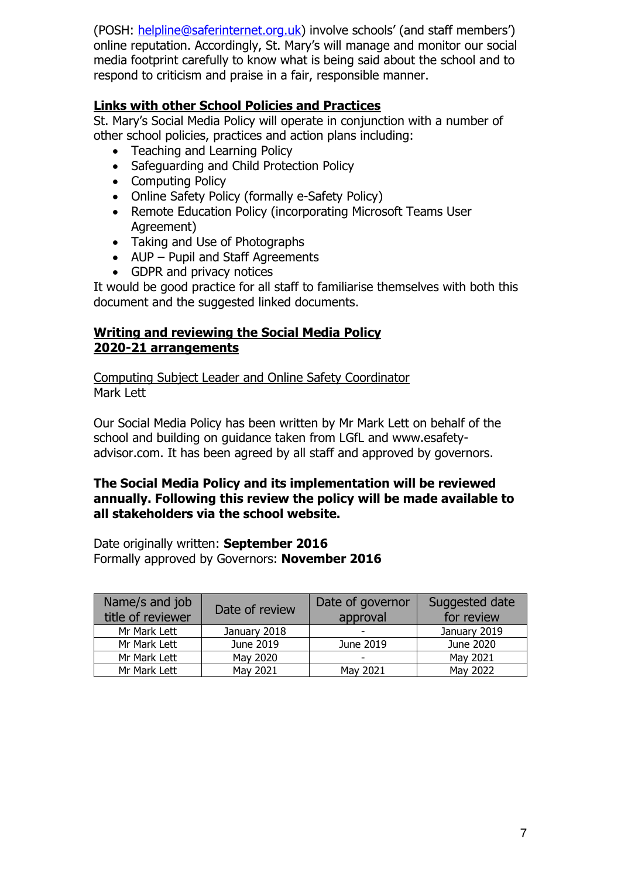(POSH: helpline@saferinternet.org.uk) involve schools' (and staff members') online reputation. Accordingly, St. Mary's will manage and monitor our social media footprint carefully to know what is being said about the school and to respond to criticism and praise in a fair, responsible manner.

## Links with other School Policies and Practices

St. Mary's Social Media Policy will operate in conjunction with a number of other school policies, practices and action plans including:

- Teaching and Learning Policy
- Safeguarding and Child Protection Policy
- Computing Policy
- Online Safety Policy (formally e-Safety Policy)
- Remote Education Policy (incorporating Microsoft Teams User Agreement)
- Taking and Use of Photographs
- AUP – Pupil and Staff Agreements
- GDPR and privacy notices

It would be good practice for all staff to familiarise themselves with both this document and the suggested linked documents.

## Writing and reviewing the Social Media Policy 2020-21 arrangements

Computing Subject Leader and Online Safety Coordinator
Mark Lett

Our Social Media Policy has been written by Mr Mark Lett on behalf of the school and building on guidance taken from LGfL and www.esafety-advisor.com. It has been agreed by all staff and approved by governors.

**The Social Media Policy and its implementation will be reviewed annually. Following this review the policy will be made available to all stakeholders via the school website.**

Date originally written: **September 2016**
Formally approved by Governors: **November 2016**

| Name/s and job title of reviewer | Date of review | Date of governor approval | Suggested date for review |
|---|---|---|---|
| Mr Mark Lett | January 2018 | - | January 2019 |
| Mr Mark Lett | June 2019 | June 2019 | June 2020 |
| Mr Mark Lett | May 2020 | - | May 2021 |
| Mr Mark Lett | May 2021 | May 2021 | May 2022 |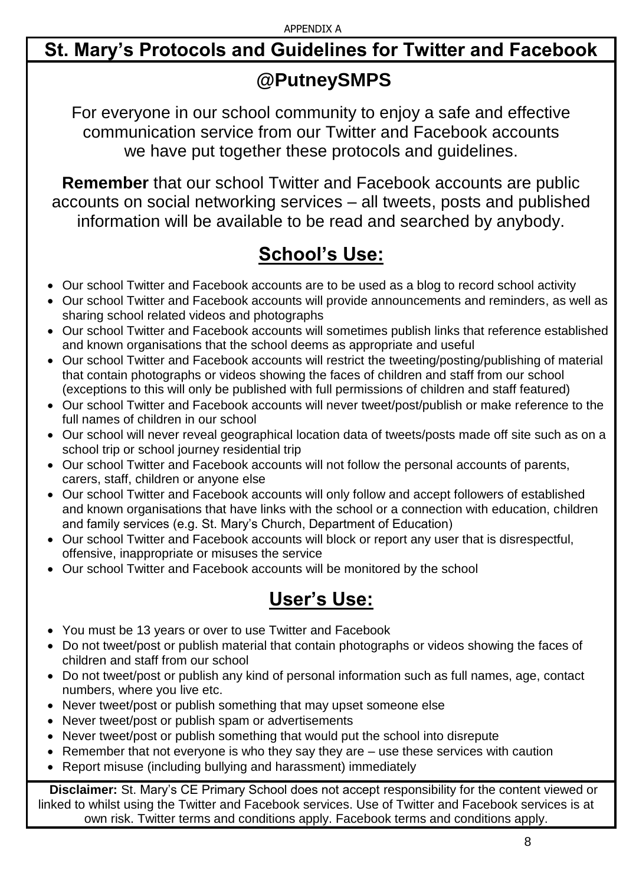APPENDIX A

# St. Mary's Protocols and Guidelines for Twitter and Facebook

## @PutneySMPS

For everyone in our school community to enjoy a safe and effective communication service from our Twitter and Facebook accounts we have put together these protocols and guidelines.

**Remember** that our school Twitter and Facebook accounts are public accounts on social networking services – all tweets, posts and published information will be available to be read and searched by anybody.

## School's Use:

- Our school Twitter and Facebook accounts are to be used as a blog to record school activity
- Our school Twitter and Facebook accounts will provide announcements and reminders, as well as sharing school related videos and photographs
- Our school Twitter and Facebook accounts will sometimes publish links that reference established and known organisations that the school deems as appropriate and useful
- Our school Twitter and Facebook accounts will restrict the tweeting/posting/publishing of material that contain photographs or videos showing the faces of children and staff from our school (exceptions to this will only be published with full permissions of children and staff featured)
- Our school Twitter and Facebook accounts will never tweet/post/publish or make reference to the full names of children in our school
- Our school will never reveal geographical location data of tweets/posts made off site such as on a school trip or school journey residential trip
- Our school Twitter and Facebook accounts will not follow the personal accounts of parents, carers, staff, children or anyone else
- Our school Twitter and Facebook accounts will only follow and accept followers of established and known organisations that have links with the school or a connection with education, children and family services (e.g. St. Mary's Church, Department of Education)
- Our school Twitter and Facebook accounts will block or report any user that is disrespectful, offensive, inappropriate or misuses the service
- Our school Twitter and Facebook accounts will be monitored by the school

## User's Use:

- You must be 13 years or over to use Twitter and Facebook
- Do not tweet/post or publish material that contain photographs or videos showing the faces of children and staff from our school
- Do not tweet/post or publish any kind of personal information such as full names, age, contact numbers, where you live etc.
- Never tweet/post or publish something that may upset someone else
- Never tweet/post or publish spam or advertisements
- Never tweet/post or publish something that would put the school into disrepute
- Remember that not everyone is who they say they are – use these services with caution
- Report misuse (including bullying and harassment) immediately

**Disclaimer:** St. Mary's CE Primary School does not accept responsibility for the content viewed or linked to whilst using the Twitter and Facebook services. Use of Twitter and Facebook services is at own risk. Twitter terms and conditions apply. Facebook terms and conditions apply.